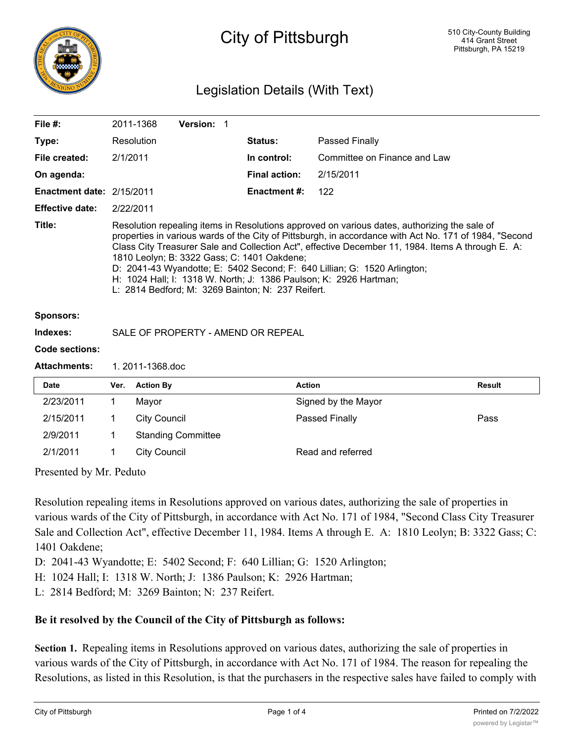# City of Pittsburgh

510 City-County Building
414 Grant Street
Pittsburgh, PA 15219

## Legislation Details (With Text)

| | | | |
|---|---|---|---|
| **File #:** | 2011-1368 **Version:** 1 | | |
| **Type:** | Resolution | **Status:** | Passed Finally |
| **File created:** | 2/1/2011 | **In control:** | Committee on Finance and Law |
| **On agenda:** | | **Final action:** | 2/15/2011 |
| **Enactment date:** | 2/15/2011 | **Enactment #:** | 122 |
| **Effective date:** | 2/22/2011 | | |

**Title:** Resolution repealing items in Resolutions approved on various dates, authorizing the sale of properties in various wards of the City of Pittsburgh, in accordance with Act No. 171 of 1984, "Second Class City Treasurer Sale and Collection Act", effective December 11, 1984. Items A through E. A: 1810 Leolyn; B: 3322 Gass; C: 1401 Oakdene;
D: 2041-43 Wyandotte; E: 5402 Second; F: 640 Lillian; G: 1520 Arlington;
H: 1024 Hall; I: 1318 W. North; J: 1386 Paulson; K: 2926 Hartman;
L: 2814 Bedford; M: 3269 Bainton; N: 237 Reifert.

**Sponsors:**

**Indexes:** SALE OF PROPERTY - AMEND OR REPEAL

**Code sections:**

**Attachments:** 1. 2011-1368.doc

| Date | Ver. | Action By | Action | Result |
|---|---|---|---|---|
| 2/23/2011 | 1 | Mayor | Signed by the Mayor | |
| 2/15/2011 | 1 | City Council | Passed Finally | Pass |
| 2/9/2011 | 1 | Standing Committee | | |
| 2/1/2011 | 1 | City Council | Read and referred | |

Presented by Mr. Peduto

Resolution repealing items in Resolutions approved on various dates, authorizing the sale of properties in various wards of the City of Pittsburgh, in accordance with Act No. 171 of 1984, "Second Class City Treasurer Sale and Collection Act", effective December 11, 1984. Items A through E. A: 1810 Leolyn; B: 3322 Gass; C: 1401 Oakdene;
D: 2041-43 Wyandotte; E: 5402 Second; F: 640 Lillian; G: 1520 Arlington;
H: 1024 Hall; I: 1318 W. North; J: 1386 Paulson; K: 2926 Hartman;
L: 2814 Bedford; M: 3269 Bainton; N: 237 Reifert.

**Be it resolved by the Council of the City of Pittsburgh as follows:**

**Section 1.** Repealing items in Resolutions approved on various dates, authorizing the sale of properties in various wards of the City of Pittsburgh, in accordance with Act No. 171 of 1984. The reason for repealing the Resolutions, as listed in this Resolution, is that the purchasers in the respective sales have failed to comply with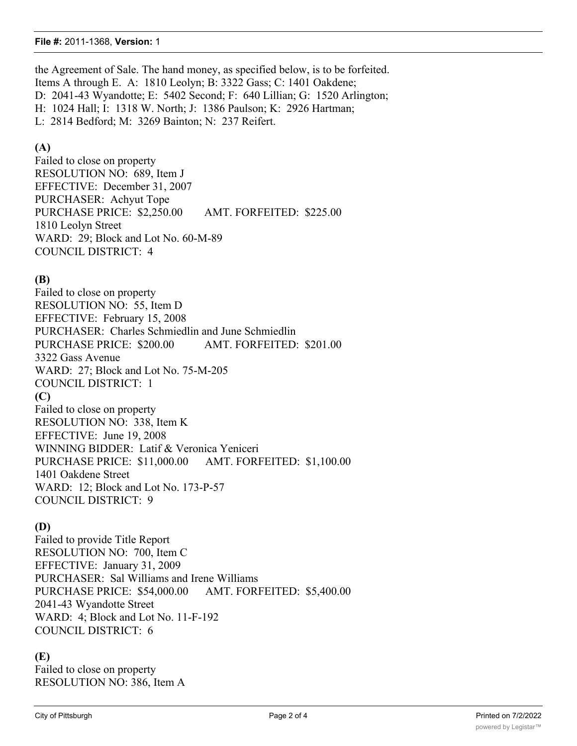the Agreement of Sale. The hand money, as specified below, is to be forfeited.
Items A through E. A: 1810 Leolyn; B: 3322 Gass; C: 1401 Oakdene;
D: 2041-43 Wyandotte; E: 5402 Second; F: 640 Lillian; G: 1520 Arlington;
H: 1024 Hall; I: 1318 W. North; J: 1386 Paulson; K: 2926 Hartman;
L: 2814 Bedford; M: 3269 Bainton; N: 237 Reifert.

**(A)**
Failed to close on property
RESOLUTION NO: 689, Item J
EFFECTIVE: December 31, 2007
PURCHASER: Achyut Tope
PURCHASE PRICE: $2,250.00 AMT. FORFEITED: $225.00
1810 Leolyn Street
WARD: 29; Block and Lot No. 60-M-89
COUNCIL DISTRICT: 4

**(B)**
Failed to close on property
RESOLUTION NO: 55, Item D
EFFECTIVE: February 15, 2008
PURCHASER: Charles Schmiedlin and June Schmiedlin
PURCHASE PRICE: $200.00 AMT. FORFEITED: $201.00
3322 Gass Avenue
WARD: 27; Block and Lot No. 75-M-205
COUNCIL DISTRICT: 1

**(C)**
Failed to close on property
RESOLUTION NO: 338, Item K
EFFECTIVE: June 19, 2008
WINNING BIDDER: Latif & Veronica Yeniceri
PURCHASE PRICE: $11,000.00 AMT. FORFEITED: $1,100.00
1401 Oakdene Street
WARD: 12; Block and Lot No. 173-P-57
COUNCIL DISTRICT: 9

**(D)**
Failed to provide Title Report
RESOLUTION NO: 700, Item C
EFFECTIVE: January 31, 2009
PURCHASER: Sal Williams and Irene Williams
PURCHASE PRICE: $54,000.00 AMT. FORFEITED: $5,400.00
2041-43 Wyandotte Street
WARD: 4; Block and Lot No. 11-F-192
COUNCIL DISTRICT: 6

**(E)**
Failed to close on property
RESOLUTION NO: 386, Item A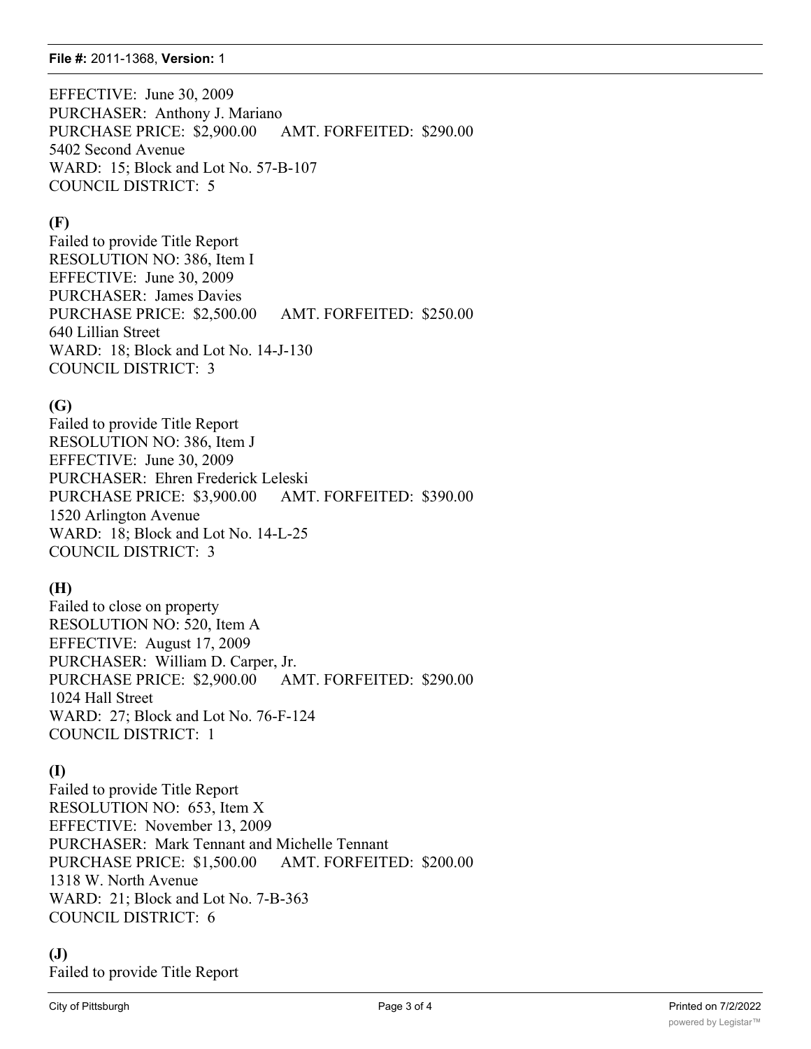EFFECTIVE: June 30, 2009
PURCHASER: Anthony J. Mariano
PURCHASE PRICE: $2,900.00 AMT. FORFEITED: $290.00
5402 Second Avenue
WARD: 15; Block and Lot No. 57-B-107
COUNCIL DISTRICT: 5

**(F)**
Failed to provide Title Report
RESOLUTION NO: 386, Item I
EFFECTIVE: June 30, 2009
PURCHASER: James Davies
PURCHASE PRICE: $2,500.00 AMT. FORFEITED: $250.00
640 Lillian Street
WARD: 18; Block and Lot No. 14-J-130
COUNCIL DISTRICT: 3

**(G)**
Failed to provide Title Report
RESOLUTION NO: 386, Item J
EFFECTIVE: June 30, 2009
PURCHASER: Ehren Frederick Leleski
PURCHASE PRICE: $3,900.00 AMT. FORFEITED: $390.00
1520 Arlington Avenue
WARD: 18; Block and Lot No. 14-L-25
COUNCIL DISTRICT: 3

**(H)**
Failed to close on property
RESOLUTION NO: 520, Item A
EFFECTIVE: August 17, 2009
PURCHASER: William D. Carper, Jr.
PURCHASE PRICE: $2,900.00 AMT. FORFEITED: $290.00
1024 Hall Street
WARD: 27; Block and Lot No. 76-F-124
COUNCIL DISTRICT: 1

**(I)**
Failed to provide Title Report
RESOLUTION NO: 653, Item X
EFFECTIVE: November 13, 2009
PURCHASER: Mark Tennant and Michelle Tennant
PURCHASE PRICE: $1,500.00 AMT. FORFEITED: $200.00
1318 W. North Avenue
WARD: 21; Block and Lot No. 7-B-363
COUNCIL DISTRICT: 6

**(J)**
Failed to provide Title Report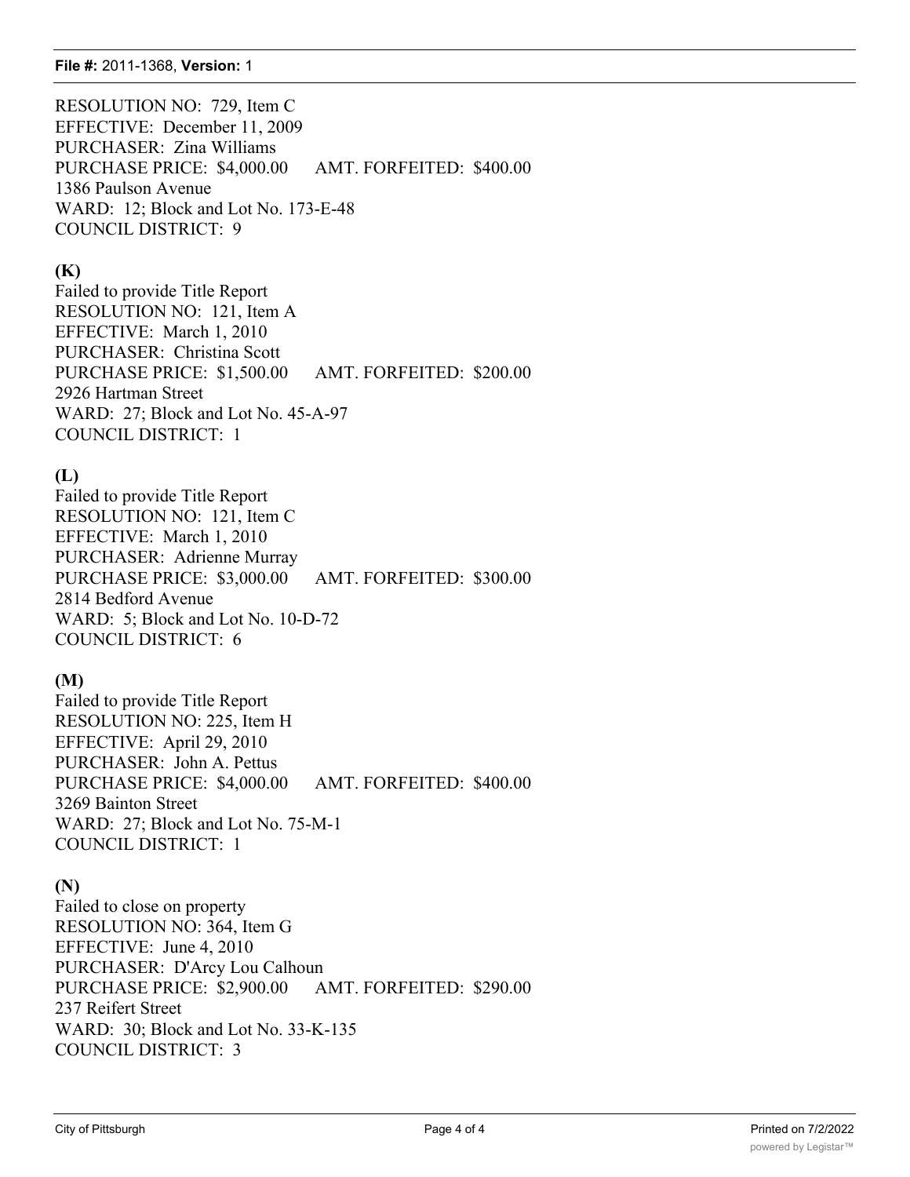RESOLUTION NO: 729, Item C
EFFECTIVE: December 11, 2009
PURCHASER: Zina Williams
PURCHASE PRICE: $4,000.00 AMT. FORFEITED: $400.00
1386 Paulson Avenue
WARD: 12; Block and Lot No. 173-E-48
COUNCIL DISTRICT: 9

**(K)**
Failed to provide Title Report
RESOLUTION NO: 121, Item A
EFFECTIVE: March 1, 2010
PURCHASER: Christina Scott
PURCHASE PRICE: $1,500.00 AMT. FORFEITED: $200.00
2926 Hartman Street
WARD: 27; Block and Lot No. 45-A-97
COUNCIL DISTRICT: 1

**(L)**
Failed to provide Title Report
RESOLUTION NO: 121, Item C
EFFECTIVE: March 1, 2010
PURCHASER: Adrienne Murray
PURCHASE PRICE: $3,000.00 AMT. FORFEITED: $300.00
2814 Bedford Avenue
WARD: 5; Block and Lot No. 10-D-72
COUNCIL DISTRICT: 6

**(M)**
Failed to provide Title Report
RESOLUTION NO: 225, Item H
EFFECTIVE: April 29, 2010
PURCHASER: John A. Pettus
PURCHASE PRICE: $4,000.00 AMT. FORFEITED: $400.00
3269 Bainton Street
WARD: 27; Block and Lot No. 75-M-1
COUNCIL DISTRICT: 1

**(N)**
Failed to close on property
RESOLUTION NO: 364, Item G
EFFECTIVE: June 4, 2010
PURCHASER: D'Arcy Lou Calhoun
PURCHASE PRICE: $2,900.00 AMT. FORFEITED: $290.00
237 Reifert Street
WARD: 30; Block and Lot No. 33-K-135
COUNCIL DISTRICT: 3